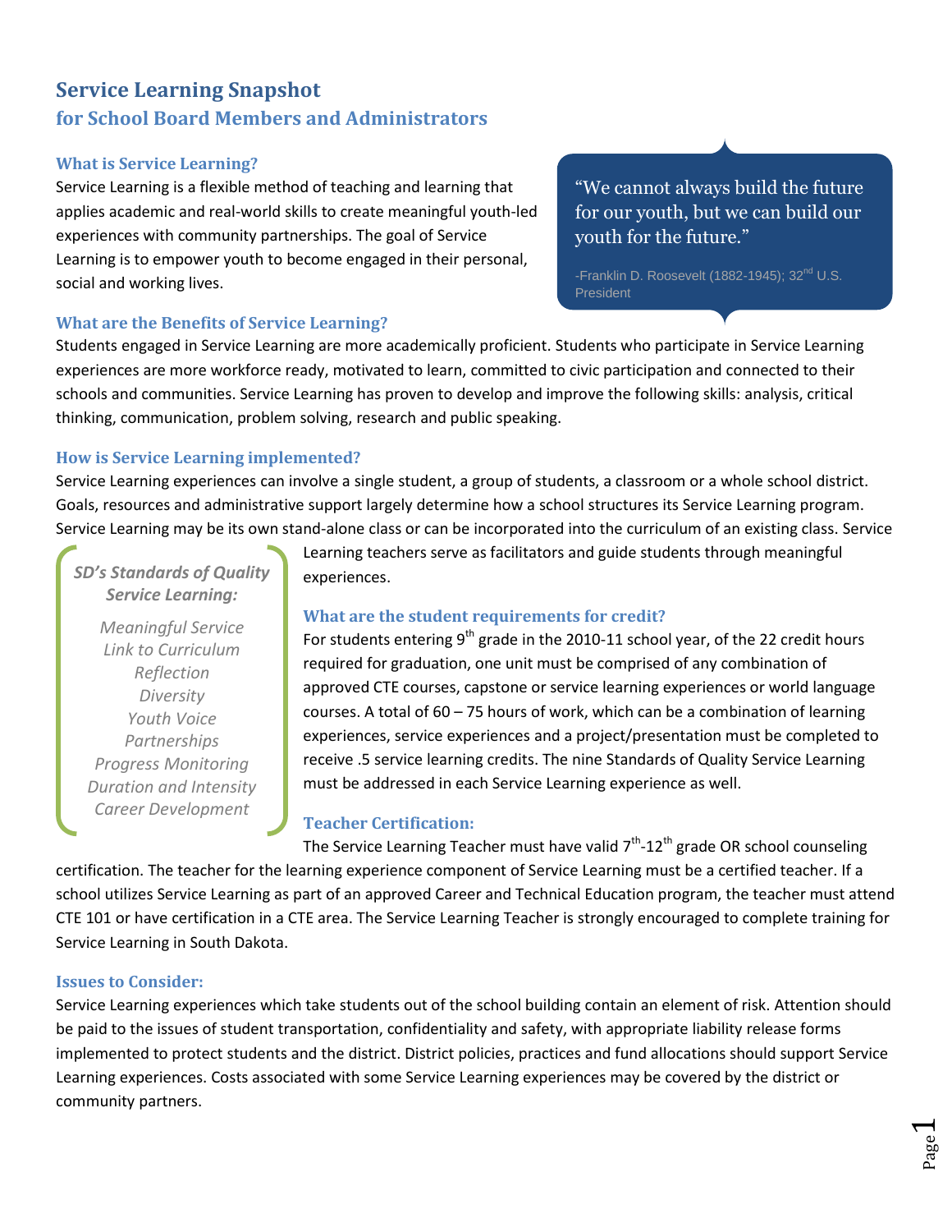# Service Learning Snapshot
## for School Board Members and Administrators

### What is Service Learning?

Service Learning is a flexible method of teaching and learning that applies academic and real-world skills to create meaningful youth-led experiences with community partnerships. The goal of Service Learning is to empower youth to become engaged in their personal, social and working lives.

> "We cannot always build the future for our youth, but we can build our youth for the future."
>
> -Franklin D. Roosevelt (1882-1945); 32nd U.S. President

### What are the Benefits of Service Learning?

Students engaged in Service Learning are more academically proficient. Students who participate in Service Learning experiences are more workforce ready, motivated to learn, committed to civic participation and connected to their schools and communities. Service Learning has proven to develop and improve the following skills: analysis, critical thinking, communication, problem solving, research and public speaking.

### How is Service Learning implemented?

Service Learning experiences can involve a single student, a group of students, a classroom or a whole school district. Goals, resources and administrative support largely determine how a school structures its Service Learning program. Service Learning may be its own stand-alone class or can be incorporated into the curriculum of an existing class. Service Learning teachers serve as facilitators and guide students through meaningful experiences.

***SD's Standards of Quality Service Learning:***

*Meaningful Service*
*Link to Curriculum*
*Reflection*
*Diversity*
*Youth Voice*
*Partnerships*
*Progress Monitoring*
*Duration and Intensity*
*Career Development*

### What are the student requirements for credit?

For students entering 9th grade in the 2010-11 school year, of the 22 credit hours required for graduation, one unit must be comprised of any combination of approved CTE courses, capstone or service learning experiences or world language courses. A total of 60 – 75 hours of work, which can be a combination of learning experiences, service experiences and a project/presentation must be completed to receive .5 service learning credits. The nine Standards of Quality Service Learning must be addressed in each Service Learning experience as well.

### Teacher Certification:

The Service Learning Teacher must have valid 7th-12th grade OR school counseling certification. The teacher for the learning experience component of Service Learning must be a certified teacher. If a school utilizes Service Learning as part of an approved Career and Technical Education program, the teacher must attend CTE 101 or have certification in a CTE area. The Service Learning Teacher is strongly encouraged to complete training for Service Learning in South Dakota.

### Issues to Consider:

Service Learning experiences which take students out of the school building contain an element of risk. Attention should be paid to the issues of student transportation, confidentiality and safety, with appropriate liability release forms implemented to protect students and the district. District policies, practices and fund allocations should support Service Learning experiences. Costs associated with some Service Learning experiences may be covered by the district or community partners.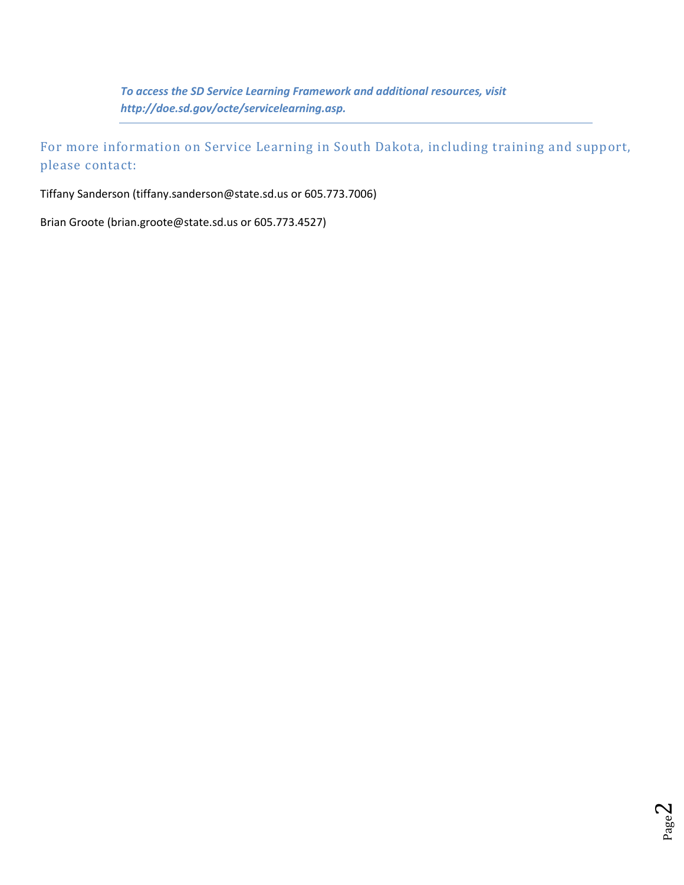***To access the SD Service Learning Framework and additional resources, visit http://doe.sd.gov/octe/servicelearning.asp.***

---

## For more information on Service Learning in South Dakota, including training and support, please contact:

Tiffany Sanderson (tiffany.sanderson@state.sd.us or 605.773.7006)

Brian Groote (brian.groote@state.sd.us or 605.773.4527)